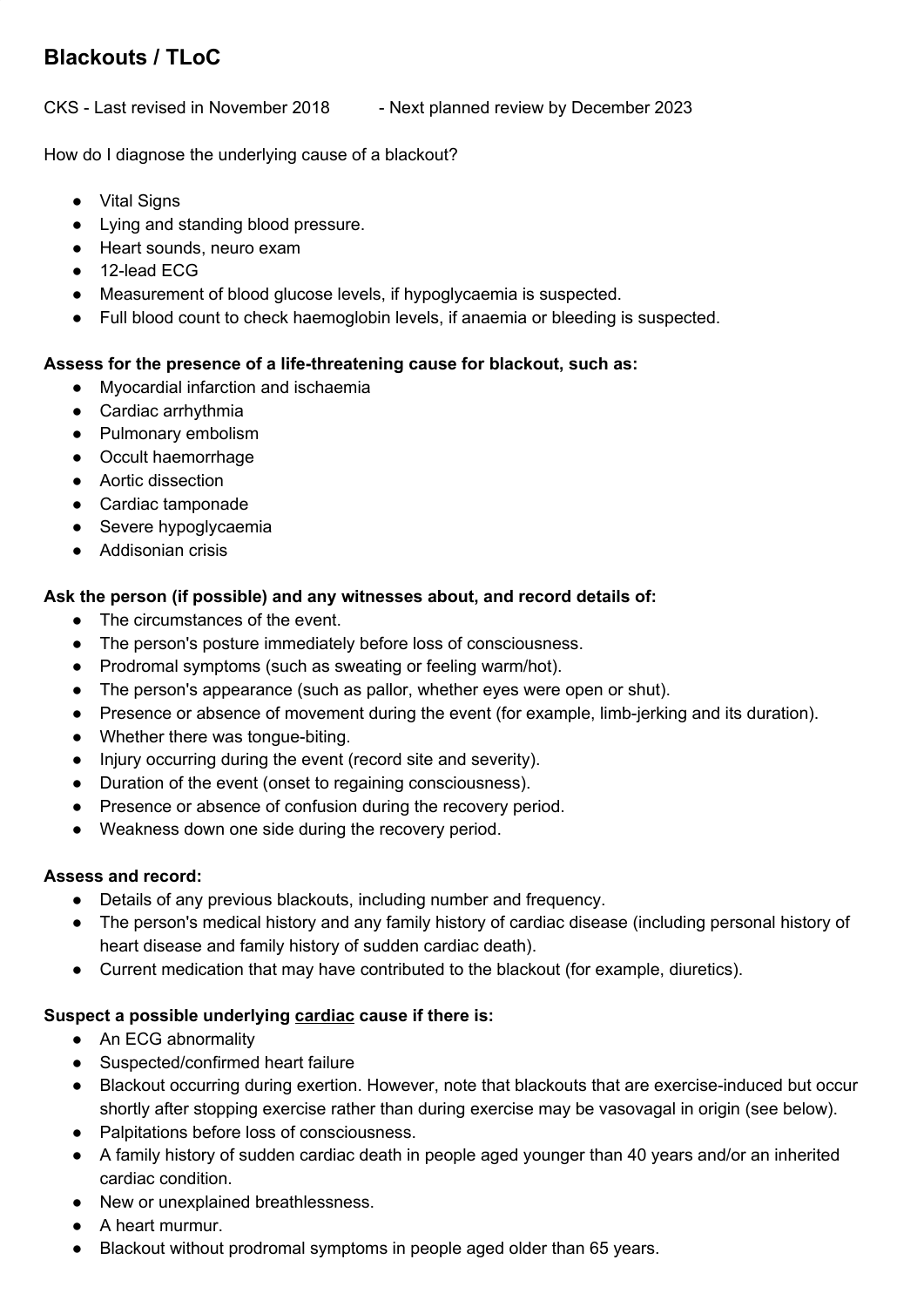# Blackouts / TLoC

CKS - Last revised in November 2018 - Next planned review by December 2023

How do I diagnose the underlying cause of a blackout?

- Vital Signs
- Lying and standing blood pressure.
- Heart sounds, neuro exam
- 12-lead ECG
- Measurement of blood glucose levels, if hypoglycaemia is suspected.
- Full blood count to check haemoglobin levels, if anaemia or bleeding is suspected.

**Assess for the presence of a life-threatening cause for blackout, such as:**

- Myocardial infarction and ischaemia
- Cardiac arrhythmia
- Pulmonary embolism
- Occult haemorrhage
- Aortic dissection
- Cardiac tamponade
- Severe hypoglycaemia
- Addisonian crisis

**Ask the person (if possible) and any witnesses about, and record details of:**

- The circumstances of the event.
- The person's posture immediately before loss of consciousness.
- Prodromal symptoms (such as sweating or feeling warm/hot).
- The person's appearance (such as pallor, whether eyes were open or shut).
- Presence or absence of movement during the event (for example, limb-jerking and its duration).
- Whether there was tongue-biting.
- Injury occurring during the event (record site and severity).
- Duration of the event (onset to regaining consciousness).
- Presence or absence of confusion during the recovery period.
- Weakness down one side during the recovery period.

**Assess and record:**

- Details of any previous blackouts, including number and frequency.
- The person's medical history and any family history of cardiac disease (including personal history of heart disease and family history of sudden cardiac death).
- Current medication that may have contributed to the blackout (for example, diuretics).

**Suspect a possible underlying <u>cardiac</u> cause if there is:**

- An ECG abnormality
- Suspected/confirmed heart failure
- Blackout occurring during exertion. However, note that blackouts that are exercise-induced but occur shortly after stopping exercise rather than during exercise may be vasovagal in origin (see below).
- Palpitations before loss of consciousness.
- A family history of sudden cardiac death in people aged younger than 40 years and/or an inherited cardiac condition.
- New or unexplained breathlessness.
- A heart murmur.
- Blackout without prodromal symptoms in people aged older than 65 years.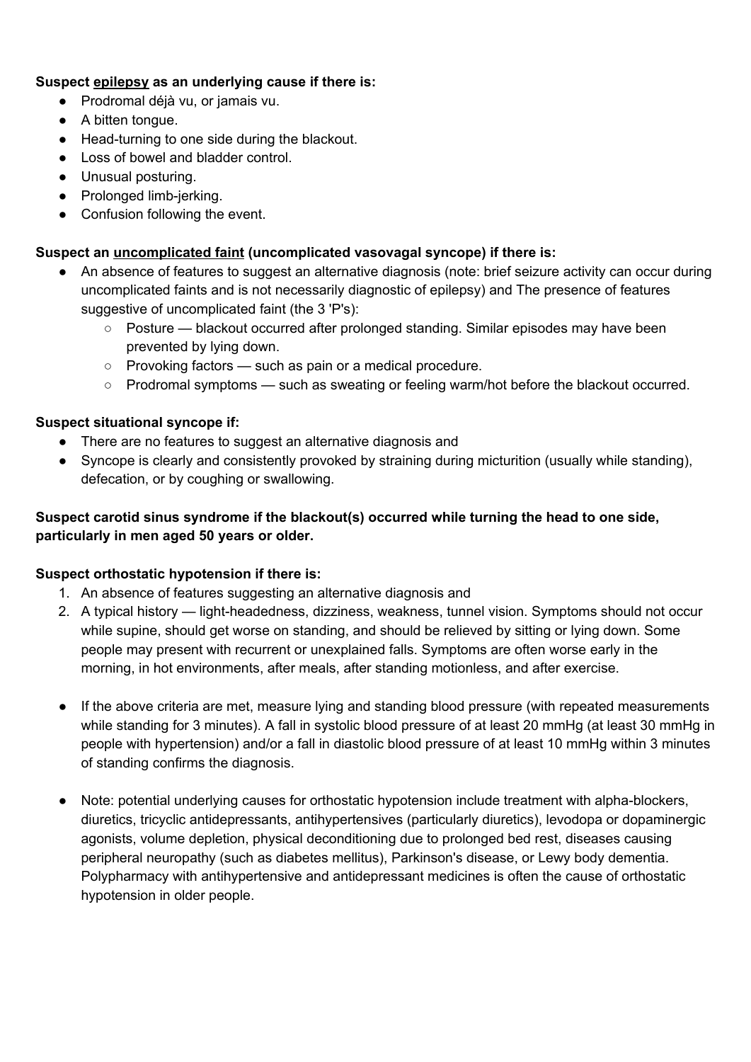**Suspect <u>epilepsy</u> as an underlying cause if there is:**

- Prodromal déjà vu, or jamais vu.
- A bitten tongue.
- Head-turning to one side during the blackout.
- Loss of bowel and bladder control.
- Unusual posturing.
- Prolonged limb-jerking.
- Confusion following the event.

**Suspect an <u>uncomplicated faint</u> (uncomplicated vasovagal syncope) if there is:**

- An absence of features to suggest an alternative diagnosis (note: brief seizure activity can occur during uncomplicated faints and is not necessarily diagnostic of epilepsy) and The presence of features suggestive of uncomplicated faint (the 3 'P's):
    - Posture — blackout occurred after prolonged standing. Similar episodes may have been prevented by lying down.
    - Provoking factors — such as pain or a medical procedure.
    - Prodromal symptoms — such as sweating or feeling warm/hot before the blackout occurred.

**Suspect situational syncope if:**

- There are no features to suggest an alternative diagnosis and
- Syncope is clearly and consistently provoked by straining during micturition (usually while standing), defecation, or by coughing or swallowing.

**Suspect carotid sinus syndrome if the blackout(s) occurred while turning the head to one side, particularly in men aged 50 years or older.**

**Suspect orthostatic hypotension if there is:**

1. An absence of features suggesting an alternative diagnosis and
2. A typical history — light-headedness, dizziness, weakness, tunnel vision. Symptoms should not occur while supine, should get worse on standing, and should be relieved by sitting or lying down. Some people may present with recurrent or unexplained falls. Symptoms are often worse early in the morning, in hot environments, after meals, after standing motionless, and after exercise.

- If the above criteria are met, measure lying and standing blood pressure (with repeated measurements while standing for 3 minutes). A fall in systolic blood pressure of at least 20 mmHg (at least 30 mmHg in people with hypertension) and/or a fall in diastolic blood pressure of at least 10 mmHg within 3 minutes of standing confirms the diagnosis.

- Note: potential underlying causes for orthostatic hypotension include treatment with alpha-blockers, diuretics, tricyclic antidepressants, antihypertensives (particularly diuretics), levodopa or dopaminergic agonists, volume depletion, physical deconditioning due to prolonged bed rest, diseases causing peripheral neuropathy (such as diabetes mellitus), Parkinson's disease, or Lewy body dementia. Polypharmacy with antihypertensive and antidepressant medicines is often the cause of orthostatic hypotension in older people.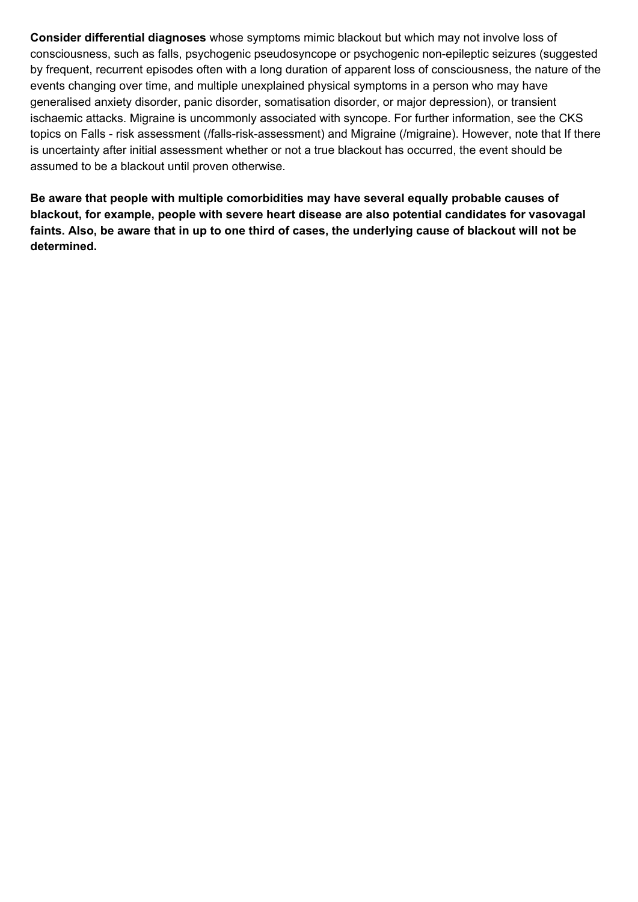**Consider differential diagnoses** whose symptoms mimic blackout but which may not involve loss of consciousness, such as falls, psychogenic pseudosyncope or psychogenic non-epileptic seizures (suggested by frequent, recurrent episodes often with a long duration of apparent loss of consciousness, the nature of the events changing over time, and multiple unexplained physical symptoms in a person who may have generalised anxiety disorder, panic disorder, somatisation disorder, or major depression), or transient ischaemic attacks. Migraine is uncommonly associated with syncope. For further information, see the CKS topics on Falls - risk assessment (/falls-risk-assessment) and Migraine (/migraine). However, note that If there is uncertainty after initial assessment whether or not a true blackout has occurred, the event should be assumed to be a blackout until proven otherwise.

**Be aware that people with multiple comorbidities may have several equally probable causes of blackout, for example, people with severe heart disease are also potential candidates for vasovagal faints. Also, be aware that in up to one third of cases, the underlying cause of blackout will not be determined.**